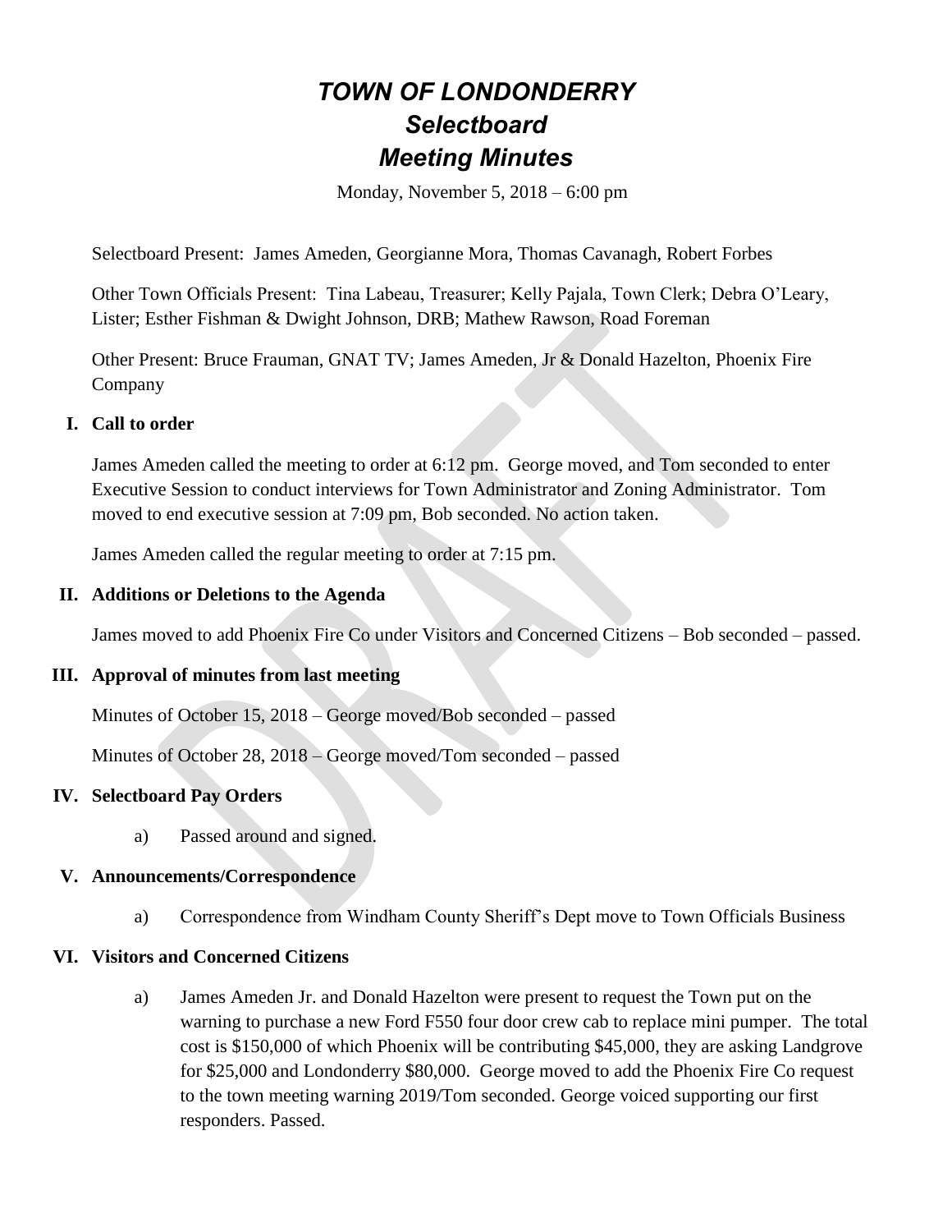# *TOWN OF LONDONDERRY*
# *Selectboard*
# *Meeting Minutes*

Monday, November 5, 2018 – 6:00 pm

Selectboard Present: James Ameden, Georgianne Mora, Thomas Cavanagh, Robert Forbes

Other Town Officials Present: Tina Labeau, Treasurer; Kelly Pajala, Town Clerk; Debra O'Leary, Lister; Esther Fishman & Dwight Johnson, DRB; Mathew Rawson, Road Foreman

Other Present: Bruce Frauman, GNAT TV; James Ameden, Jr & Donald Hazelton, Phoenix Fire Company

## I. Call to order

James Ameden called the meeting to order at 6:12 pm. George moved, and Tom seconded to enter Executive Session to conduct interviews for Town Administrator and Zoning Administrator. Tom moved to end executive session at 7:09 pm, Bob seconded. No action taken.

James Ameden called the regular meeting to order at 7:15 pm.

## II. Additions or Deletions to the Agenda

James moved to add Phoenix Fire Co under Visitors and Concerned Citizens – Bob seconded – passed.

## III. Approval of minutes from last meeting

Minutes of October 15, 2018 – George moved/Bob seconded – passed

Minutes of October 28, 2018 – George moved/Tom seconded – passed

## IV. Selectboard Pay Orders

a) Passed around and signed.

## V. Announcements/Correspondence

a) Correspondence from Windham County Sheriff's Dept move to Town Officials Business

## VI. Visitors and Concerned Citizens

a) James Ameden Jr. and Donald Hazelton were present to request the Town put on the warning to purchase a new Ford F550 four door crew cab to replace mini pumper. The total cost is $150,000 of which Phoenix will be contributing $45,000, they are asking Landgrove for $25,000 and Londonderry $80,000. George moved to add the Phoenix Fire Co request to the town meeting warning 2019/Tom seconded. George voiced supporting our first responders. Passed.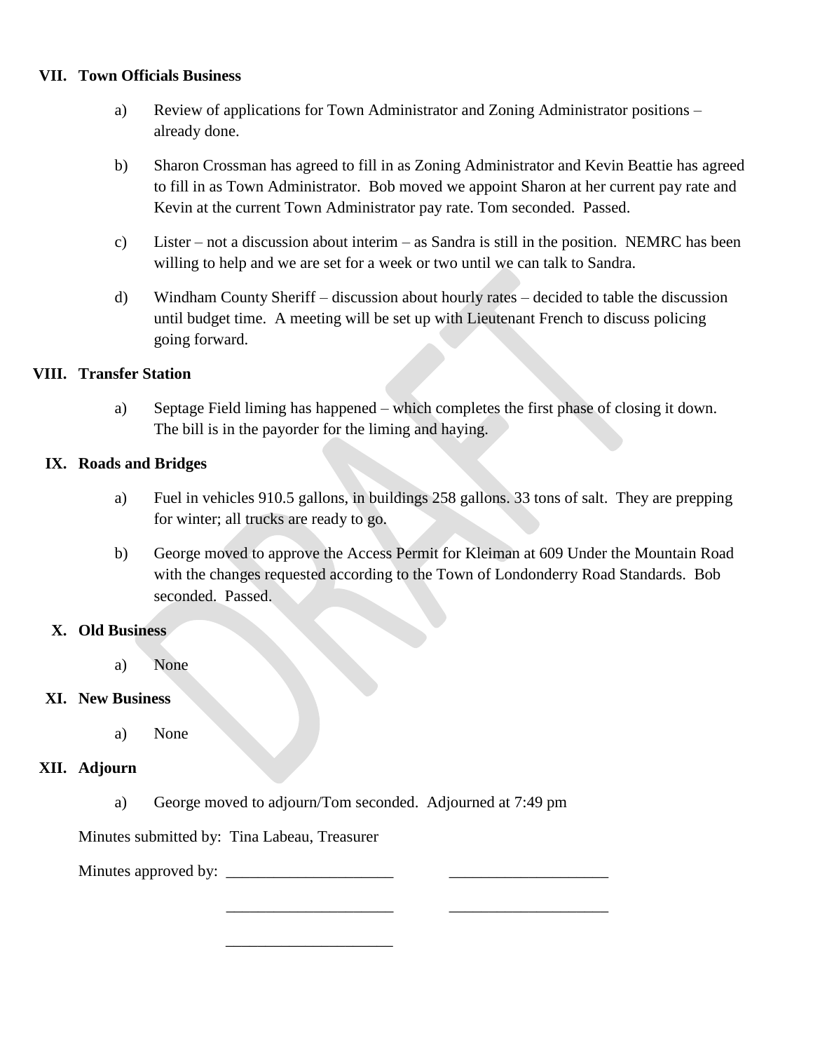## VII. Town Officials Business

a) Review of applications for Town Administrator and Zoning Administrator positions – already done.

b) Sharon Crossman has agreed to fill in as Zoning Administrator and Kevin Beattie has agreed to fill in as Town Administrator. Bob moved we appoint Sharon at her current pay rate and Kevin at the current Town Administrator pay rate. Tom seconded. Passed.

c) Lister – not a discussion about interim – as Sandra is still in the position. NEMRC has been willing to help and we are set for a week or two until we can talk to Sandra.

d) Windham County Sheriff – discussion about hourly rates – decided to table the discussion until budget time. A meeting will be set up with Lieutenant French to discuss policing going forward.

## VIII. Transfer Station

a) Septage Field liming has happened – which completes the first phase of closing it down. The bill is in the payorder for the liming and haying.

## IX. Roads and Bridges

a) Fuel in vehicles 910.5 gallons, in buildings 258 gallons. 33 tons of salt. They are prepping for winter; all trucks are ready to go.

b) George moved to approve the Access Permit for Kleiman at 609 Under the Mountain Road with the changes requested according to the Town of Londonderry Road Standards. Bob seconded. Passed.

## X. Old Business

a) None

## XI. New Business

a) None

## XII. Adjourn

a) George moved to adjourn/Tom seconded. Adjourned at 7:49 pm

Minutes submitted by: Tina Labeau, Treasurer

Minutes approved by: _____________________ _____________________

_____________________ _____________________

_____________________